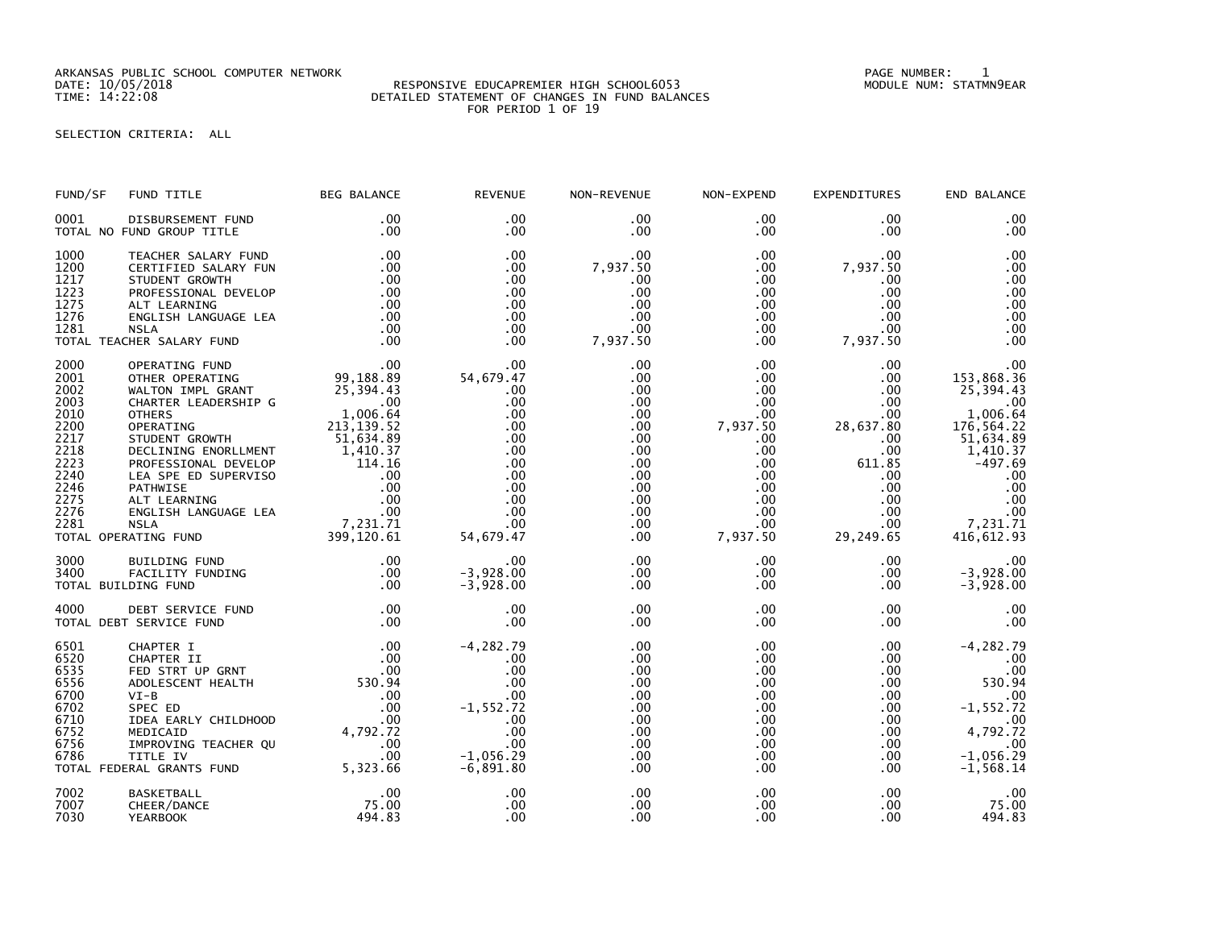ARKANSAS PUBLIC SCHOOL COMPUTER NETWORK
DATE: 10/05/2018
TIME: 14:22:08

RESPONSIVE EDUCAPREMIER HIGH SCHOOL6053
DETAILED STATEMENT OF CHANGES IN FUND BALANCES
FOR PERIOD 1 OF 19

PAGE NUMBER: 1
MODULE NUM: STATMN9EAR

SELECTION CRITERIA: ALL

| FUND/SF | FUND TITLE | BEG BALANCE | REVENUE | NON-REVENUE | NON-EXPEND | EXPENDITURES | END BALANCE |
|---|---|---|---|---|---|---|---|
| 0001 | DISBURSEMENT FUND | .00 | .00 | .00 | .00 | .00 | .00 |
| TOTAL NO FUND GROUP TITLE | | .00 | .00 | .00 | .00 | .00 | .00 |
| 1000 | TEACHER SALARY FUND | .00 | .00 | .00 | .00 | .00 | .00 |
| 1200 | CERTIFIED SALARY FUN | .00 | .00 | 7,937.50 | .00 | 7,937.50 | .00 |
| 1217 | STUDENT GROWTH | .00 | .00 | .00 | .00 | .00 | .00 |
| 1223 | PROFESSIONAL DEVELOP | .00 | .00 | .00 | .00 | .00 | .00 |
| 1275 | ALT LEARNING | .00 | .00 | .00 | .00 | .00 | .00 |
| 1276 | ENGLISH LANGUAGE LEA | .00 | .00 | .00 | .00 | .00 | .00 |
| 1281 | NSLA | .00 | .00 | .00 | .00 | .00 | .00 |
| TOTAL TEACHER SALARY FUND | | .00 | .00 | 7,937.50 | .00 | 7,937.50 | .00 |
| 2000 | OPERATING FUND | .00 | .00 | .00 | .00 | .00 | .00 |
| 2001 | OTHER OPERATING | 99,188.89 | 54,679.47 | .00 | .00 | .00 | 153,868.36 |
| 2002 | WALTON IMPL GRANT | 25,394.43 | .00 | .00 | .00 | .00 | 25,394.43 |
| 2003 | CHARTER LEADERSHIP G | .00 | .00 | .00 | .00 | .00 | .00 |
| 2010 | OTHERS | 1,006.64 | .00 | .00 | .00 | .00 | 1,006.64 |
| 2200 | OPERATING | 213,139.52 | .00 | .00 | 7,937.50 | 28,637.80 | 176,564.22 |
| 2217 | STUDENT GROWTH | 51,634.89 | .00 | .00 | .00 | .00 | 51,634.89 |
| 2218 | DECLINING ENORLLMENT | 1,410.37 | .00 | .00 | .00 | .00 | 1,410.37 |
| 2223 | PROFESSIONAL DEVELOP | 114.16 | .00 | .00 | .00 | 611.85 | -497.69 |
| 2240 | LEA SPE ED SUPERVISO | .00 | .00 | .00 | .00 | .00 | .00 |
| 2246 | PATHWISE | .00 | .00 | .00 | .00 | .00 | .00 |
| 2275 | ALT LEARNING | .00 | .00 | .00 | .00 | .00 | .00 |
| 2276 | ENGLISH LANGUAGE LEA | .00 | .00 | .00 | .00 | .00 | .00 |
| 2281 | NSLA | 7,231.71 | .00 | .00 | .00 | .00 | 7,231.71 |
| TOTAL OPERATING FUND | | 399,120.61 | 54,679.47 | .00 | 7,937.50 | 29,249.65 | 416,612.93 |
| 3000 | BUILDING FUND | .00 | .00 | .00 | .00 | .00 | .00 |
| 3400 | FACILITY FUNDING | .00 | -3,928.00 | .00 | .00 | .00 | -3,928.00 |
| TOTAL BUILDING FUND | | .00 | -3,928.00 | .00 | .00 | .00 | -3,928.00 |
| 4000 | DEBT SERVICE FUND | .00 | .00 | .00 | .00 | .00 | .00 |
| TOTAL DEBT SERVICE FUND | | .00 | .00 | .00 | .00 | .00 | .00 |
| 6501 | CHAPTER I | .00 | -4,282.79 | .00 | .00 | .00 | -4,282.79 |
| 6520 | CHAPTER II | .00 | .00 | .00 | .00 | .00 | .00 |
| 6535 | FED STRT UP GRNT | .00 | .00 | .00 | .00 | .00 | .00 |
| 6556 | ADOLESCENT HEALTH | 530.94 | .00 | .00 | .00 | .00 | 530.94 |
| 6700 | VI-B | .00 | .00 | .00 | .00 | .00 | .00 |
| 6702 | SPEC ED | .00 | -1,552.72 | .00 | .00 | .00 | -1,552.72 |
| 6710 | IDEA EARLY CHILDHOOD | .00 | .00 | .00 | .00 | .00 | .00 |
| 6752 | MEDICAID | 4,792.72 | .00 | .00 | .00 | .00 | 4,792.72 |
| 6756 | IMPROVING TEACHER QU | .00 | .00 | .00 | .00 | .00 | .00 |
| 6786 | TITLE IV | .00 | -1,056.29 | .00 | .00 | .00 | -1,056.29 |
| TOTAL FEDERAL GRANTS FUND | | 5,323.66 | -6,891.80 | .00 | .00 | .00 | -1,568.14 |
| 7002 | BASKETBALL | .00 | .00 | .00 | .00 | .00 | .00 |
| 7007 | CHEER/DANCE | 75.00 | .00 | .00 | .00 | .00 | 75.00 |
| 7030 | YEARBOOK | 494.83 | .00 | .00 | .00 | .00 | 494.83 |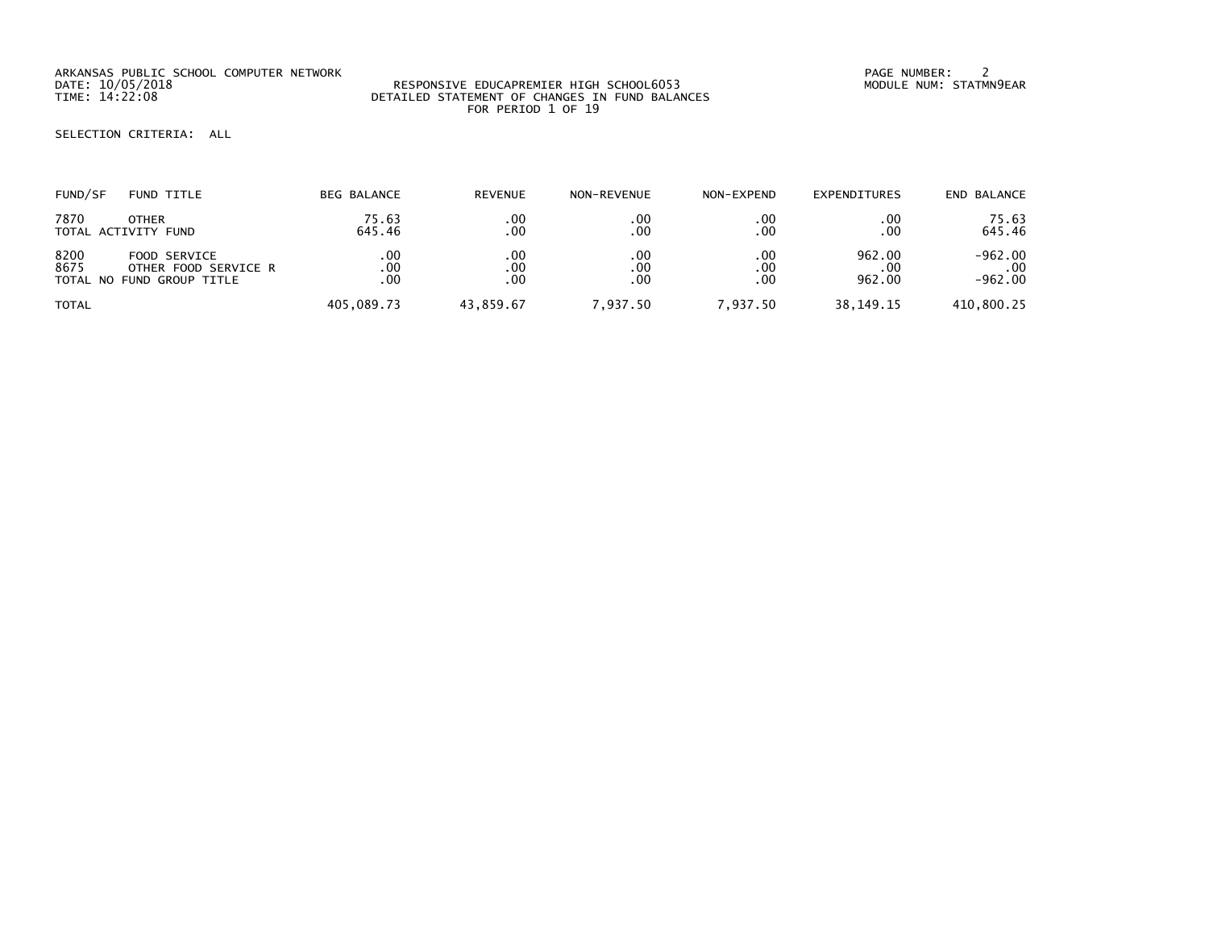ARKANSAS PUBLIC SCHOOL COMPUTER NETWORK
DATE: 10/05/2018
TIME: 14:22:08

RESPONSIVE EDUCAPREMIER HIGH SCHOOL6053
DETAILED STATEMENT OF CHANGES IN FUND BALANCES
FOR PERIOD 1 OF 19

PAGE NUMBER: 2
MODULE NUM: STATMN9EAR

SELECTION CRITERIA: ALL

| FUND/SF | FUND TITLE | BEG BALANCE | REVENUE | NON-REVENUE | NON-EXPEND | EXPENDITURES | END BALANCE |
|---|---|---|---|---|---|---|---|
| 7870 | OTHER | 75.63 | .00 | .00 | .00 | .00 | 75.63 |
| TOTAL ACTIVITY FUND | | 645.46 | .00 | .00 | .00 | .00 | 645.46 |
| 8200 | FOOD SERVICE | .00 | .00 | .00 | .00 | 962.00 | -962.00 |
| 8675 | OTHER FOOD SERVICE R | .00 | .00 | .00 | .00 | .00 | .00 |
| TOTAL NO FUND GROUP TITLE | | .00 | .00 | .00 | .00 | 962.00 | -962.00 |
| TOTAL | | 405,089.73 | 43,859.67 | 7,937.50 | 7,937.50 | 38,149.15 | 410,800.25 |